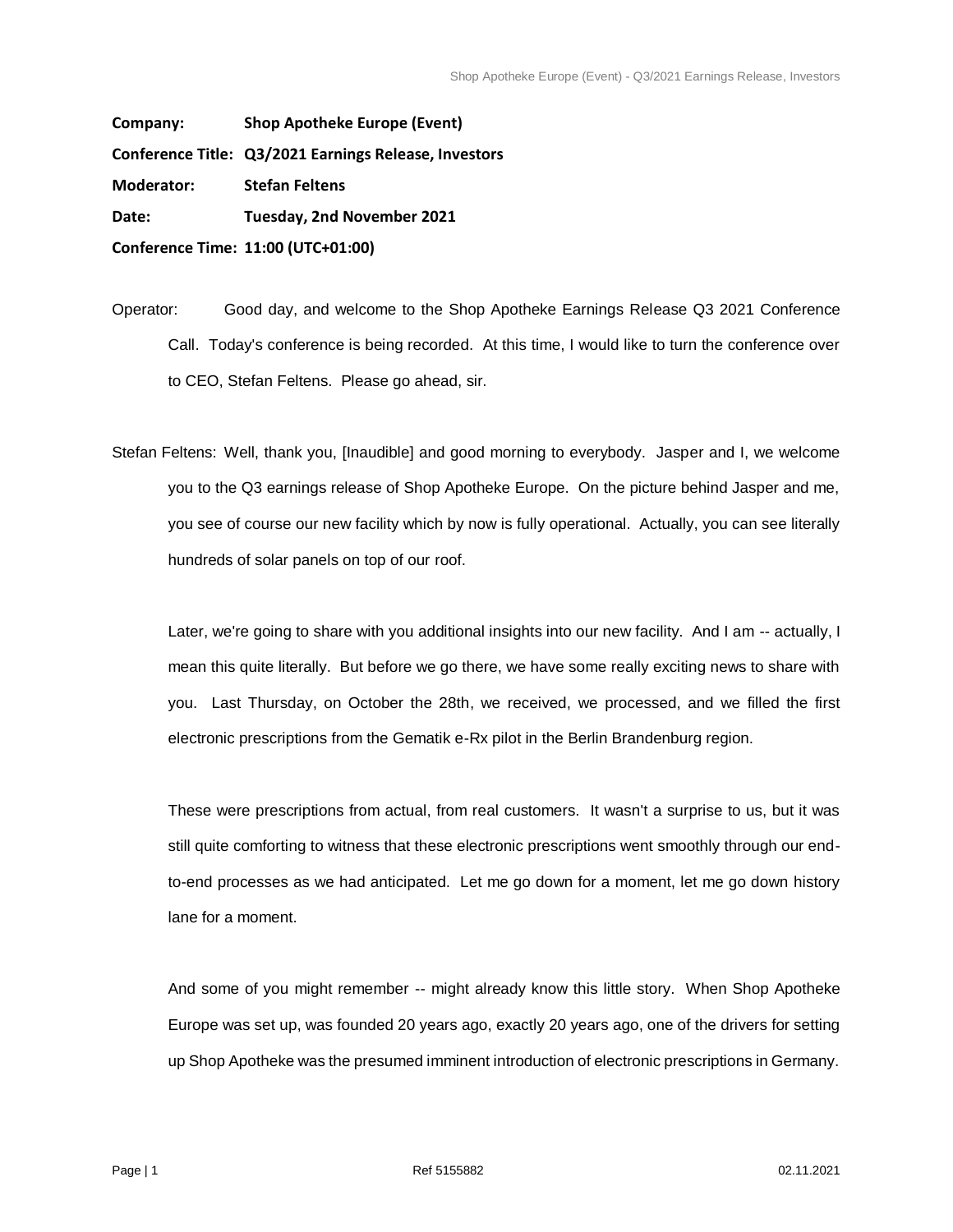**Company:** **Shop Apotheke Europe (Event)**

**Conference Title:** **Q3/2021 Earnings Release, Investors**

**Moderator:** **Stefan Feltens**

**Date:** **Tuesday, 2nd November 2021**

**Conference Time:** **11:00 (UTC+01:00)**

Operator: Good day, and welcome to the Shop Apotheke Earnings Release Q3 2021 Conference Call. Today's conference is being recorded. At this time, I would like to turn the conference over to CEO, Stefan Feltens. Please go ahead, sir.

Stefan Feltens: Well, thank you, [Inaudible] and good morning to everybody. Jasper and I, we welcome you to the Q3 earnings release of Shop Apotheke Europe. On the picture behind Jasper and me, you see of course our new facility which by now is fully operational. Actually, you can see literally hundreds of solar panels on top of our roof.

Later, we're going to share with you additional insights into our new facility. And I am -- actually, I mean this quite literally. But before we go there, we have some really exciting news to share with you. Last Thursday, on October the 28th, we received, we processed, and we filled the first electronic prescriptions from the Gematik e-Rx pilot in the Berlin Brandenburg region.

These were prescriptions from actual, from real customers. It wasn't a surprise to us, but it was still quite comforting to witness that these electronic prescriptions went smoothly through our end-to-end processes as we had anticipated. Let me go down for a moment, let me go down history lane for a moment.

And some of you might remember -- might already know this little story. When Shop Apotheke Europe was set up, was founded 20 years ago, exactly 20 years ago, one of the drivers for setting up Shop Apotheke was the presumed imminent introduction of electronic prescriptions in Germany.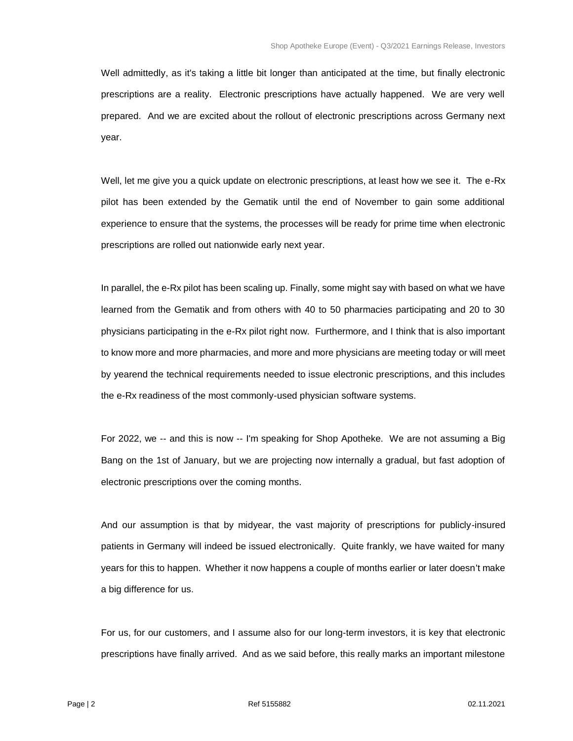Well admittedly, as it's taking a little bit longer than anticipated at the time, but finally electronic prescriptions are a reality. Electronic prescriptions have actually happened. We are very well prepared. And we are excited about the rollout of electronic prescriptions across Germany next year.

Well, let me give you a quick update on electronic prescriptions, at least how we see it. The e-Rx pilot has been extended by the Gematik until the end of November to gain some additional experience to ensure that the systems, the processes will be ready for prime time when electronic prescriptions are rolled out nationwide early next year.

In parallel, the e-Rx pilot has been scaling up. Finally, some might say with based on what we have learned from the Gematik and from others with 40 to 50 pharmacies participating and 20 to 30 physicians participating in the e-Rx pilot right now. Furthermore, and I think that is also important to know more and more pharmacies, and more and more physicians are meeting today or will meet by yearend the technical requirements needed to issue electronic prescriptions, and this includes the e-Rx readiness of the most commonly-used physician software systems.

For 2022, we -- and this is now -- I'm speaking for Shop Apotheke. We are not assuming a Big Bang on the 1st of January, but we are projecting now internally a gradual, but fast adoption of electronic prescriptions over the coming months.

And our assumption is that by midyear, the vast majority of prescriptions for publicly-insured patients in Germany will indeed be issued electronically. Quite frankly, we have waited for many years for this to happen. Whether it now happens a couple of months earlier or later doesn't make a big difference for us.

For us, for our customers, and I assume also for our long-term investors, it is key that electronic prescriptions have finally arrived. And as we said before, this really marks an important milestone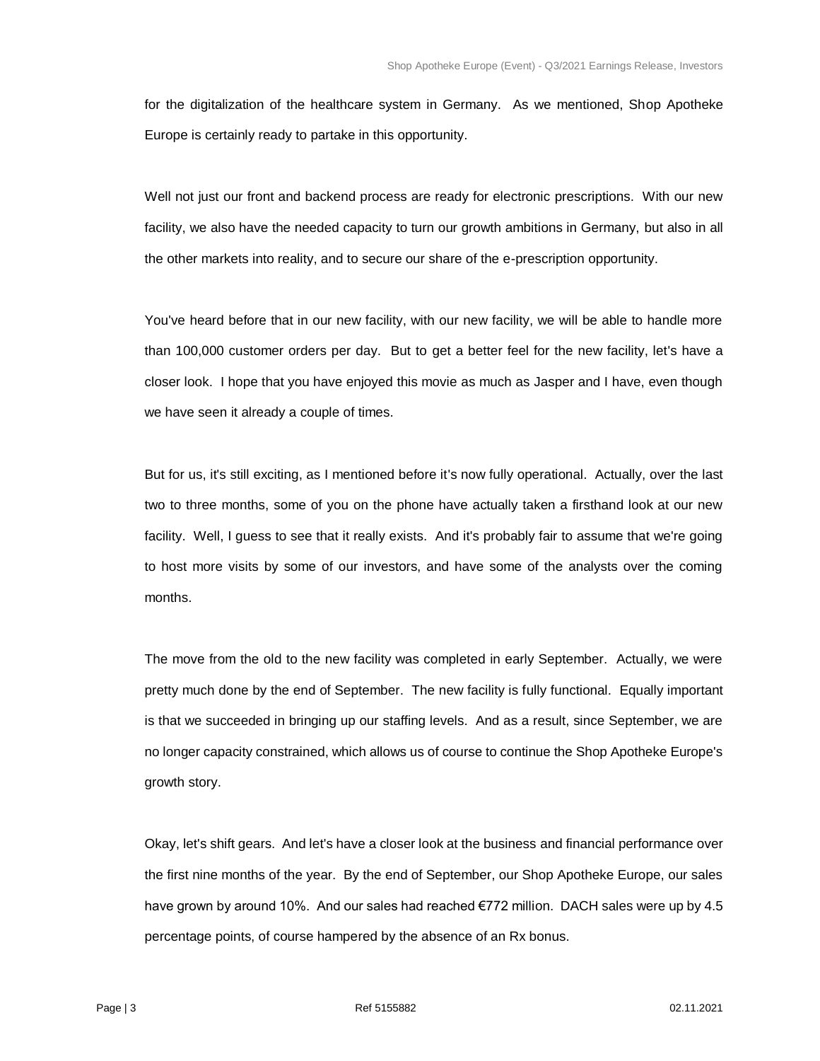for the digitalization of the healthcare system in Germany. As we mentioned, Shop Apotheke Europe is certainly ready to partake in this opportunity.

Well not just our front and backend process are ready for electronic prescriptions. With our new facility, we also have the needed capacity to turn our growth ambitions in Germany, but also in all the other markets into reality, and to secure our share of the e-prescription opportunity.

You've heard before that in our new facility, with our new facility, we will be able to handle more than 100,000 customer orders per day. But to get a better feel for the new facility, let's have a closer look. I hope that you have enjoyed this movie as much as Jasper and I have, even though we have seen it already a couple of times.

But for us, it's still exciting, as I mentioned before it's now fully operational. Actually, over the last two to three months, some of you on the phone have actually taken a firsthand look at our new facility. Well, I guess to see that it really exists. And it's probably fair to assume that we're going to host more visits by some of our investors, and have some of the analysts over the coming months.

The move from the old to the new facility was completed in early September. Actually, we were pretty much done by the end of September. The new facility is fully functional. Equally important is that we succeeded in bringing up our staffing levels. And as a result, since September, we are no longer capacity constrained, which allows us of course to continue the Shop Apotheke Europe's growth story.

Okay, let's shift gears. And let's have a closer look at the business and financial performance over the first nine months of the year. By the end of September, our Shop Apotheke Europe, our sales have grown by around 10%. And our sales had reached €772 million. DACH sales were up by 4.5 percentage points, of course hampered by the absence of an Rx bonus.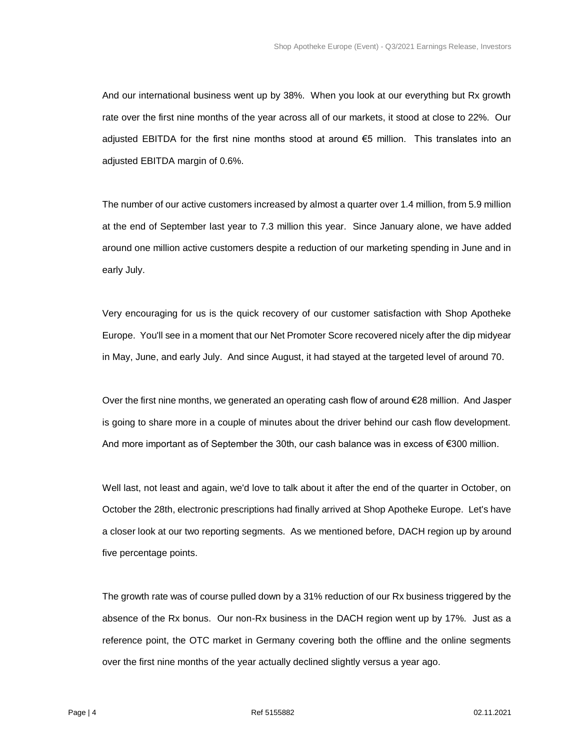And our international business went up by 38%. When you look at our everything but Rx growth rate over the first nine months of the year across all of our markets, it stood at close to 22%. Our adjusted EBITDA for the first nine months stood at around €5 million. This translates into an adjusted EBITDA margin of 0.6%.

The number of our active customers increased by almost a quarter over 1.4 million, from 5.9 million at the end of September last year to 7.3 million this year. Since January alone, we have added around one million active customers despite a reduction of our marketing spending in June and in early July.

Very encouraging for us is the quick recovery of our customer satisfaction with Shop Apotheke Europe. You'll see in a moment that our Net Promoter Score recovered nicely after the dip midyear in May, June, and early July. And since August, it had stayed at the targeted level of around 70.

Over the first nine months, we generated an operating cash flow of around €28 million. And Jasper is going to share more in a couple of minutes about the driver behind our cash flow development. And more important as of September the 30th, our cash balance was in excess of €300 million.

Well last, not least and again, we'd love to talk about it after the end of the quarter in October, on October the 28th, electronic prescriptions had finally arrived at Shop Apotheke Europe. Let's have a closer look at our two reporting segments. As we mentioned before, DACH region up by around five percentage points.

The growth rate was of course pulled down by a 31% reduction of our Rx business triggered by the absence of the Rx bonus. Our non-Rx business in the DACH region went up by 17%. Just as a reference point, the OTC market in Germany covering both the offline and the online segments over the first nine months of the year actually declined slightly versus a year ago.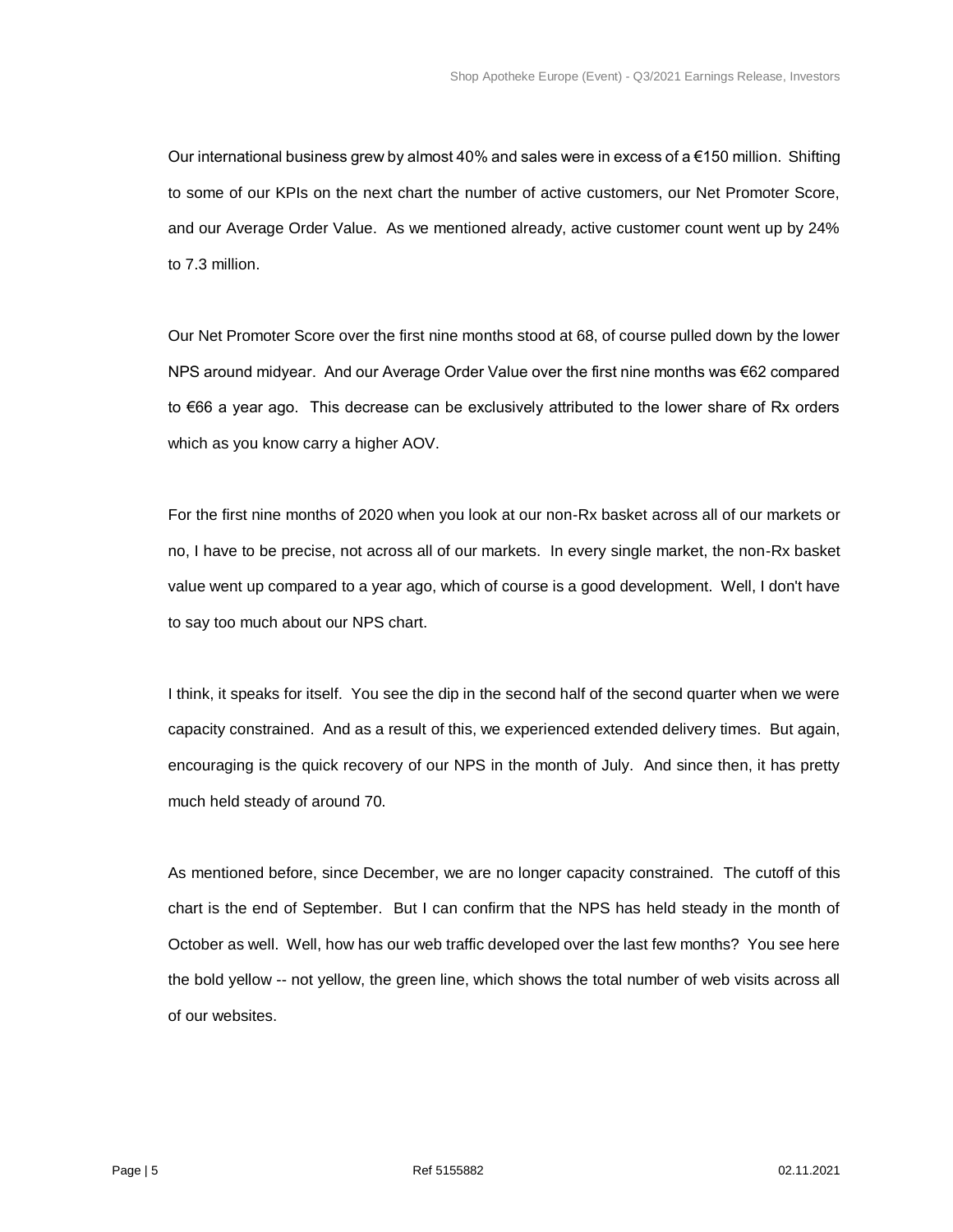Our international business grew by almost 40% and sales were in excess of a €150 million. Shifting to some of our KPIs on the next chart the number of active customers, our Net Promoter Score, and our Average Order Value. As we mentioned already, active customer count went up by 24% to 7.3 million.

Our Net Promoter Score over the first nine months stood at 68, of course pulled down by the lower NPS around midyear. And our Average Order Value over the first nine months was €62 compared to €66 a year ago. This decrease can be exclusively attributed to the lower share of Rx orders which as you know carry a higher AOV.

For the first nine months of 2020 when you look at our non-Rx basket across all of our markets or no, I have to be precise, not across all of our markets. In every single market, the non-Rx basket value went up compared to a year ago, which of course is a good development. Well, I don't have to say too much about our NPS chart.

I think, it speaks for itself. You see the dip in the second half of the second quarter when we were capacity constrained. And as a result of this, we experienced extended delivery times. But again, encouraging is the quick recovery of our NPS in the month of July. And since then, it has pretty much held steady of around 70.

As mentioned before, since December, we are no longer capacity constrained. The cutoff of this chart is the end of September. But I can confirm that the NPS has held steady in the month of October as well. Well, how has our web traffic developed over the last few months? You see here the bold yellow -- not yellow, the green line, which shows the total number of web visits across all of our websites.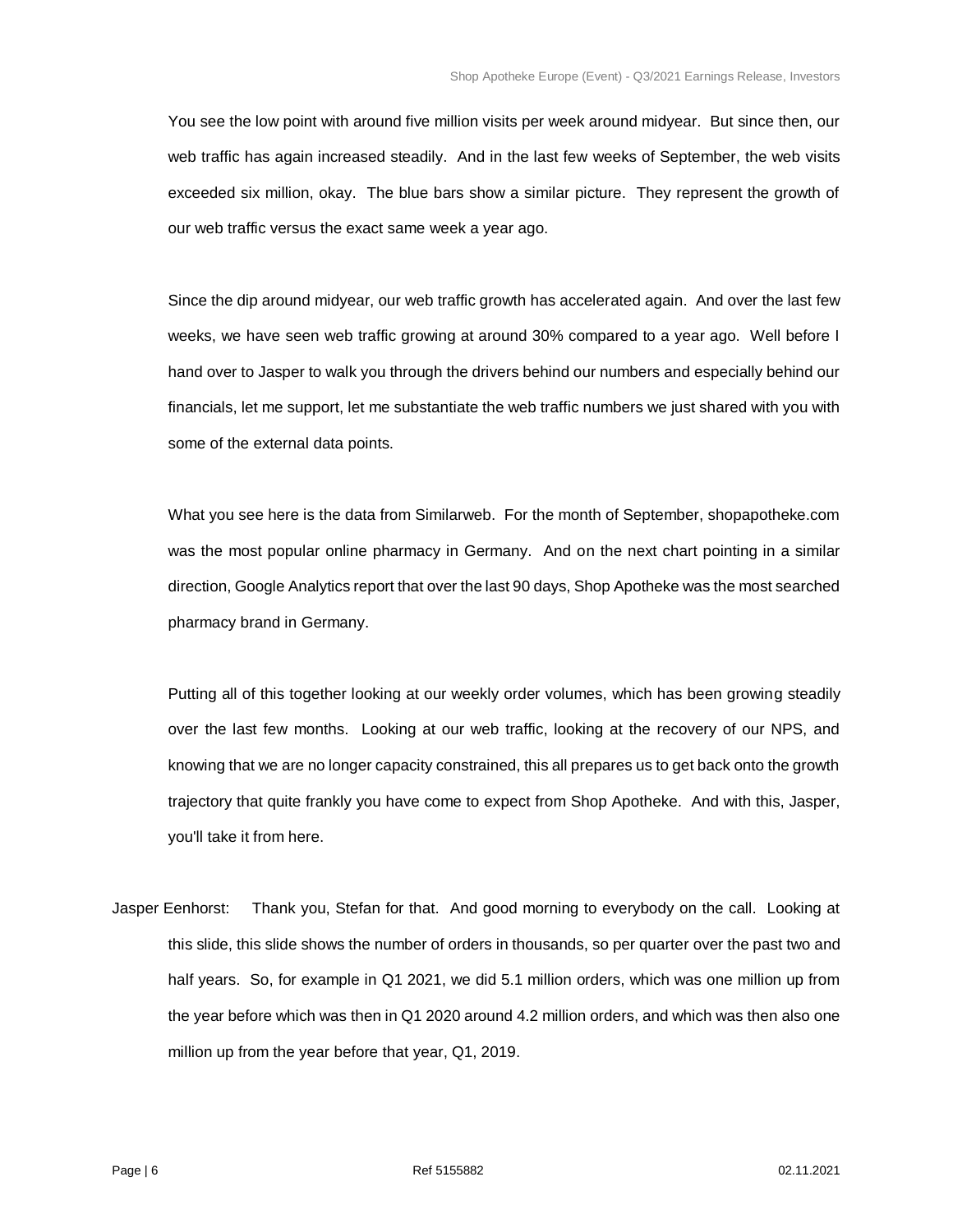You see the low point with around five million visits per week around midyear. But since then, our web traffic has again increased steadily. And in the last few weeks of September, the web visits exceeded six million, okay. The blue bars show a similar picture. They represent the growth of our web traffic versus the exact same week a year ago.

Since the dip around midyear, our web traffic growth has accelerated again. And over the last few weeks, we have seen web traffic growing at around 30% compared to a year ago. Well before I hand over to Jasper to walk you through the drivers behind our numbers and especially behind our financials, let me support, let me substantiate the web traffic numbers we just shared with you with some of the external data points.

What you see here is the data from Similarweb. For the month of September, shopapotheke.com was the most popular online pharmacy in Germany. And on the next chart pointing in a similar direction, Google Analytics report that over the last 90 days, Shop Apotheke was the most searched pharmacy brand in Germany.

Putting all of this together looking at our weekly order volumes, which has been growing steadily over the last few months. Looking at our web traffic, looking at the recovery of our NPS, and knowing that we are no longer capacity constrained, this all prepares us to get back onto the growth trajectory that quite frankly you have come to expect from Shop Apotheke. And with this, Jasper, you'll take it from here.

Jasper Eenhorst: Thank you, Stefan for that. And good morning to everybody on the call. Looking at this slide, this slide shows the number of orders in thousands, so per quarter over the past two and half years. So, for example in Q1 2021, we did 5.1 million orders, which was one million up from the year before which was then in Q1 2020 around 4.2 million orders, and which was then also one million up from the year before that year, Q1, 2019.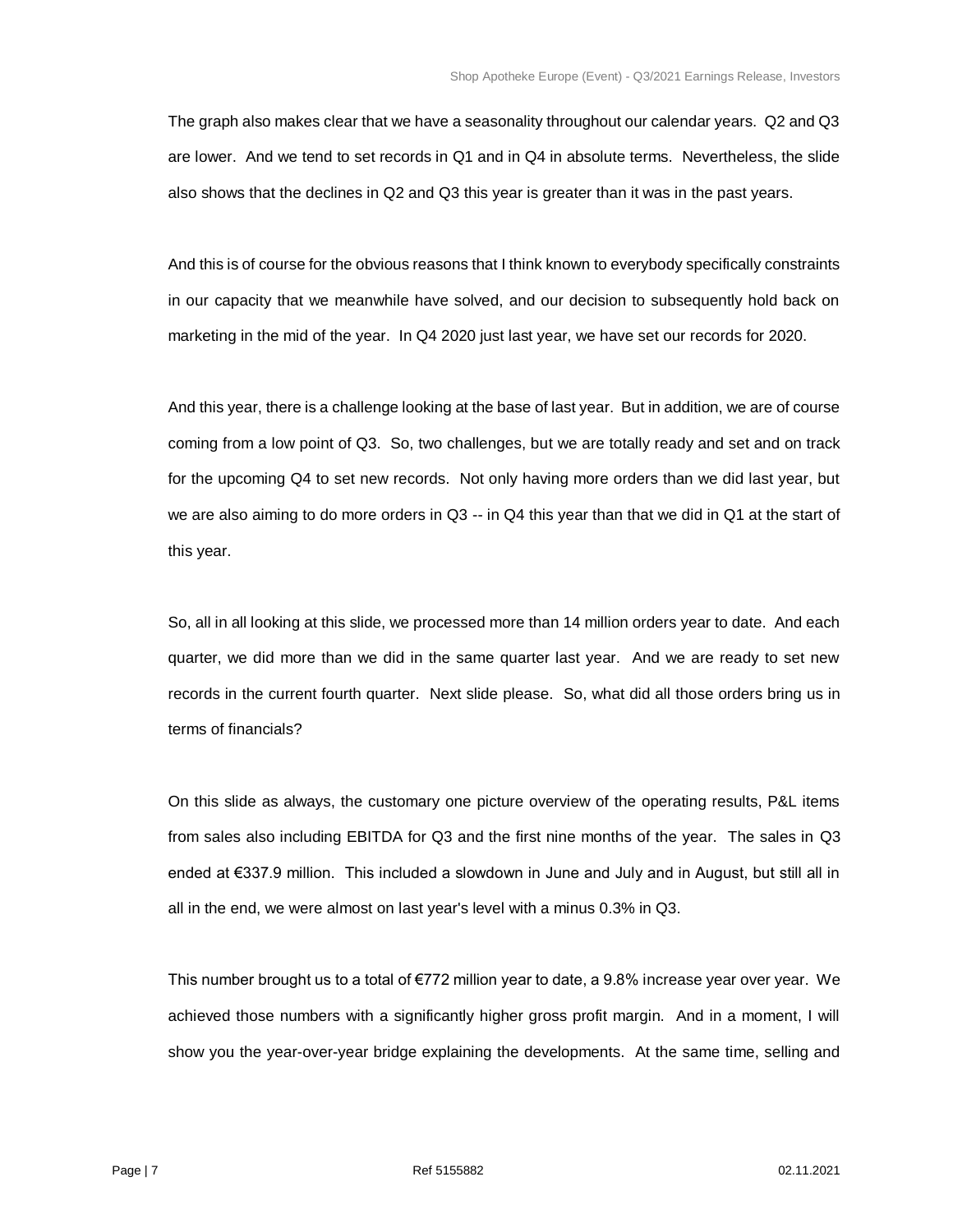The graph also makes clear that we have a seasonality throughout our calendar years. Q2 and Q3 are lower. And we tend to set records in Q1 and in Q4 in absolute terms. Nevertheless, the slide also shows that the declines in Q2 and Q3 this year is greater than it was in the past years.

And this is of course for the obvious reasons that I think known to everybody specifically constraints in our capacity that we meanwhile have solved, and our decision to subsequently hold back on marketing in the mid of the year. In Q4 2020 just last year, we have set our records for 2020.

And this year, there is a challenge looking at the base of last year. But in addition, we are of course coming from a low point of Q3. So, two challenges, but we are totally ready and set and on track for the upcoming Q4 to set new records. Not only having more orders than we did last year, but we are also aiming to do more orders in Q3 -- in Q4 this year than that we did in Q1 at the start of this year.

So, all in all looking at this slide, we processed more than 14 million orders year to date. And each quarter, we did more than we did in the same quarter last year. And we are ready to set new records in the current fourth quarter. Next slide please. So, what did all those orders bring us in terms of financials?

On this slide as always, the customary one picture overview of the operating results, P&L items from sales also including EBITDA for Q3 and the first nine months of the year. The sales in Q3 ended at €337.9 million. This included a slowdown in June and July and in August, but still all in all in the end, we were almost on last year's level with a minus 0.3% in Q3.

This number brought us to a total of €772 million year to date, a 9.8% increase year over year. We achieved those numbers with a significantly higher gross profit margin. And in a moment, I will show you the year-over-year bridge explaining the developments. At the same time, selling and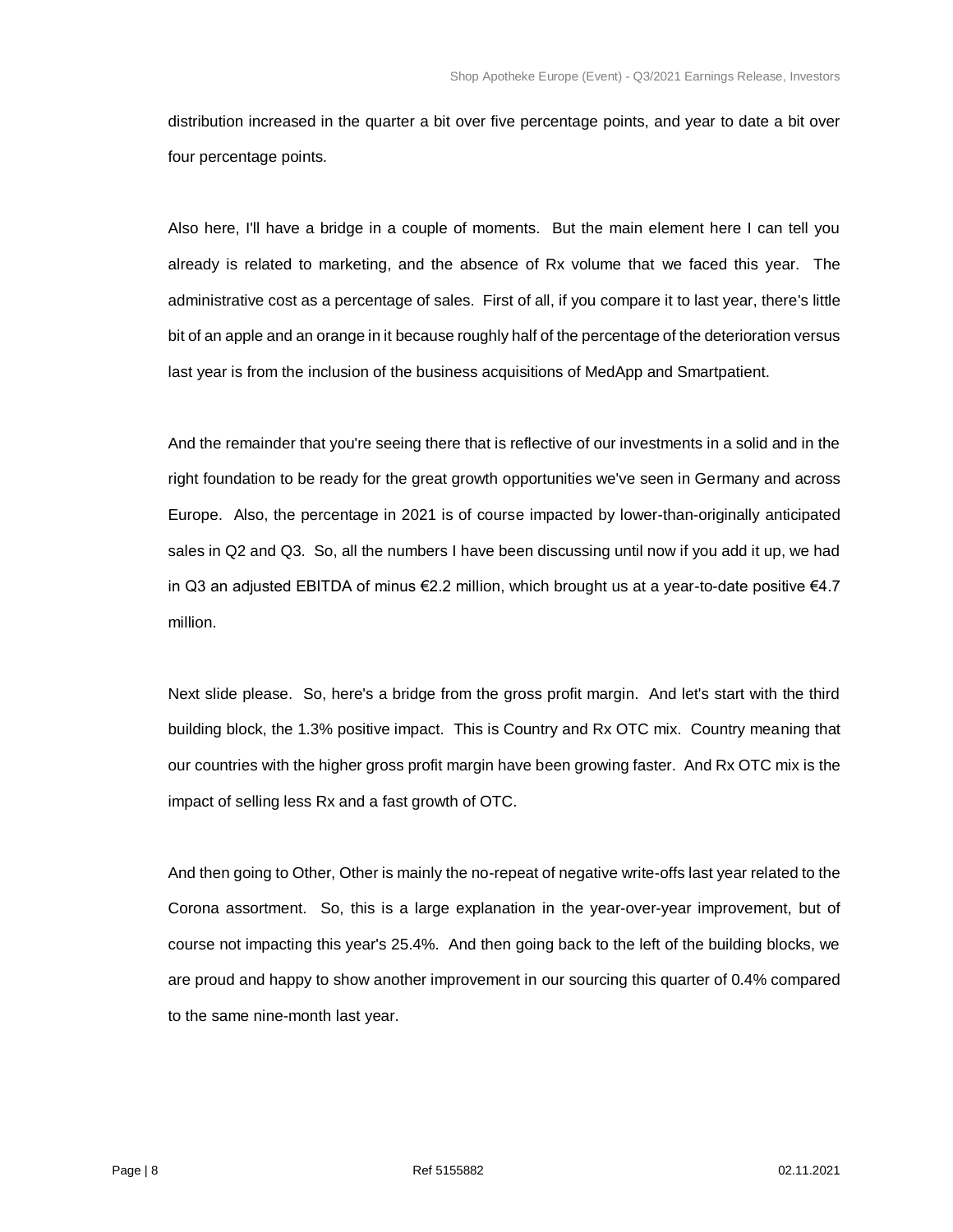distribution increased in the quarter a bit over five percentage points, and year to date a bit over four percentage points.

Also here, I'll have a bridge in a couple of moments. But the main element here I can tell you already is related to marketing, and the absence of Rx volume that we faced this year. The administrative cost as a percentage of sales. First of all, if you compare it to last year, there's little bit of an apple and an orange in it because roughly half of the percentage of the deterioration versus last year is from the inclusion of the business acquisitions of MedApp and Smartpatient.

And the remainder that you're seeing there that is reflective of our investments in a solid and in the right foundation to be ready for the great growth opportunities we've seen in Germany and across Europe. Also, the percentage in 2021 is of course impacted by lower-than-originally anticipated sales in Q2 and Q3. So, all the numbers I have been discussing until now if you add it up, we had in Q3 an adjusted EBITDA of minus €2.2 million, which brought us at a year-to-date positive €4.7 million.

Next slide please. So, here's a bridge from the gross profit margin. And let's start with the third building block, the 1.3% positive impact. This is Country and Rx OTC mix. Country meaning that our countries with the higher gross profit margin have been growing faster. And Rx OTC mix is the impact of selling less Rx and a fast growth of OTC.

And then going to Other, Other is mainly the no-repeat of negative write-offs last year related to the Corona assortment. So, this is a large explanation in the year-over-year improvement, but of course not impacting this year's 25.4%. And then going back to the left of the building blocks, we are proud and happy to show another improvement in our sourcing this quarter of 0.4% compared to the same nine-month last year.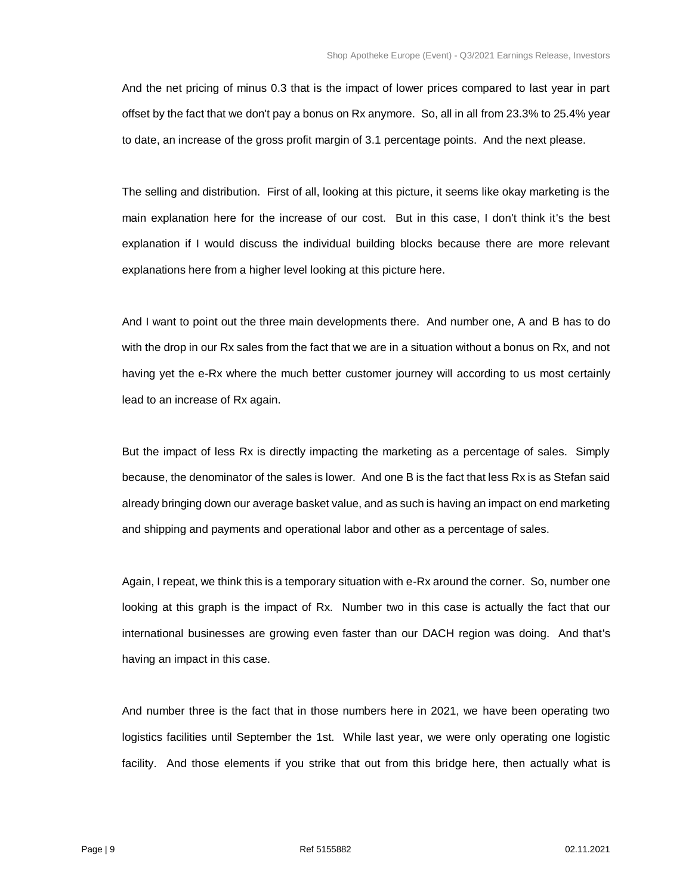And the net pricing of minus 0.3 that is the impact of lower prices compared to last year in part offset by the fact that we don't pay a bonus on Rx anymore. So, all in all from 23.3% to 25.4% year to date, an increase of the gross profit margin of 3.1 percentage points. And the next please.

The selling and distribution. First of all, looking at this picture, it seems like okay marketing is the main explanation here for the increase of our cost. But in this case, I don't think it's the best explanation if I would discuss the individual building blocks because there are more relevant explanations here from a higher level looking at this picture here.

And I want to point out the three main developments there. And number one, A and B has to do with the drop in our Rx sales from the fact that we are in a situation without a bonus on Rx, and not having yet the e-Rx where the much better customer journey will according to us most certainly lead to an increase of Rx again.

But the impact of less Rx is directly impacting the marketing as a percentage of sales. Simply because, the denominator of the sales is lower. And one B is the fact that less Rx is as Stefan said already bringing down our average basket value, and as such is having an impact on end marketing and shipping and payments and operational labor and other as a percentage of sales.

Again, I repeat, we think this is a temporary situation with e-Rx around the corner. So, number one looking at this graph is the impact of Rx. Number two in this case is actually the fact that our international businesses are growing even faster than our DACH region was doing. And that's having an impact in this case.

And number three is the fact that in those numbers here in 2021, we have been operating two logistics facilities until September the 1st. While last year, we were only operating one logistic facility. And those elements if you strike that out from this bridge here, then actually what is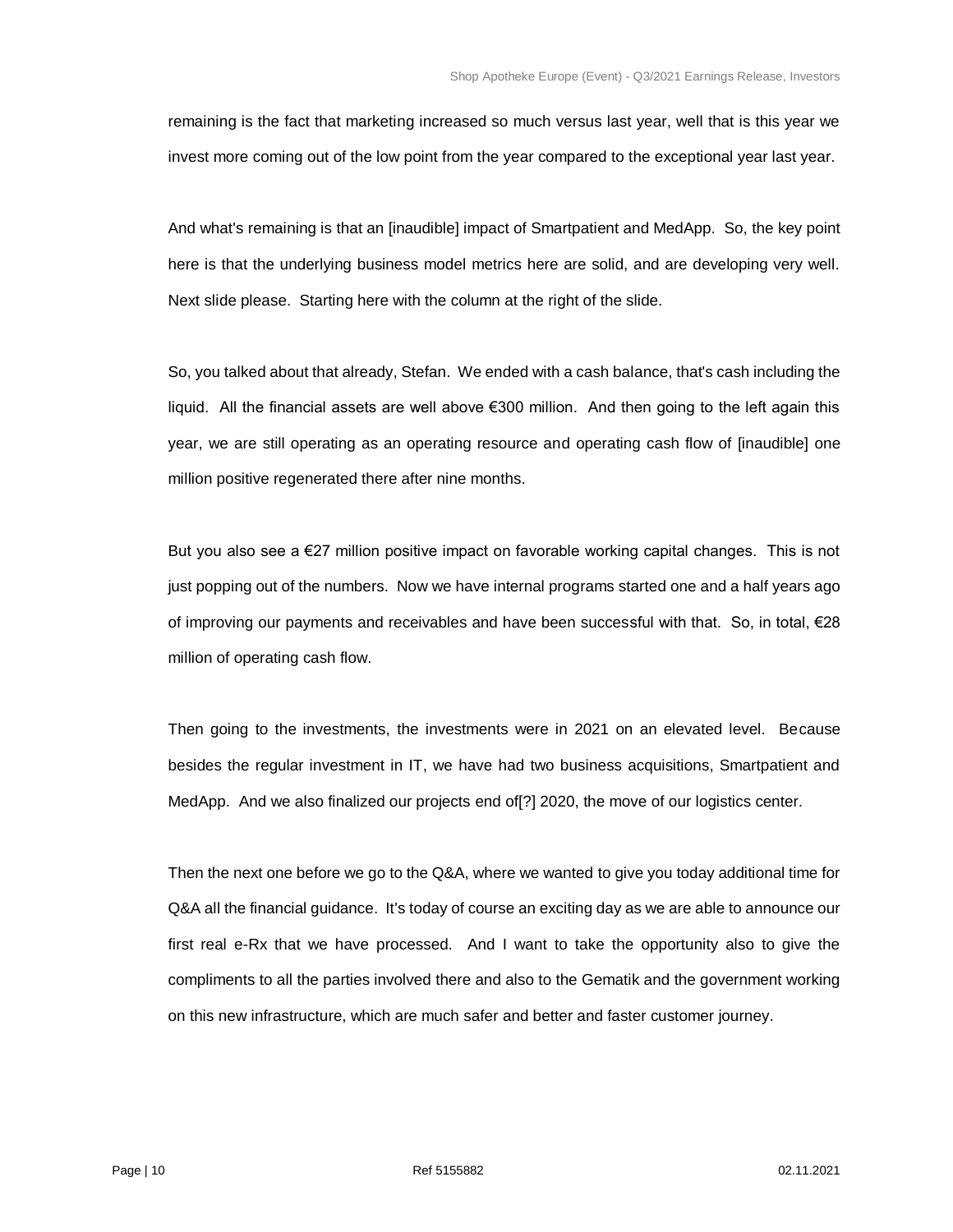remaining is the fact that marketing increased so much versus last year, well that is this year we invest more coming out of the low point from the year compared to the exceptional year last year.

And what's remaining is that an [inaudible] impact of Smartpatient and MedApp. So, the key point here is that the underlying business model metrics here are solid, and are developing very well. Next slide please. Starting here with the column at the right of the slide.

So, you talked about that already, Stefan. We ended with a cash balance, that's cash including the liquid. All the financial assets are well above €300 million. And then going to the left again this year, we are still operating as an operating resource and operating cash flow of [inaudible] one million positive regenerated there after nine months.

But you also see a €27 million positive impact on favorable working capital changes. This is not just popping out of the numbers. Now we have internal programs started one and a half years ago of improving our payments and receivables and have been successful with that. So, in total, €28 million of operating cash flow.

Then going to the investments, the investments were in 2021 on an elevated level. Because besides the regular investment in IT, we have had two business acquisitions, Smartpatient and MedApp. And we also finalized our projects end of[?] 2020, the move of our logistics center.

Then the next one before we go to the Q&A, where we wanted to give you today additional time for Q&A all the financial guidance. It's today of course an exciting day as we are able to announce our first real e-Rx that we have processed. And I want to take the opportunity also to give the compliments to all the parties involved there and also to the Gematik and the government working on this new infrastructure, which are much safer and better and faster customer journey.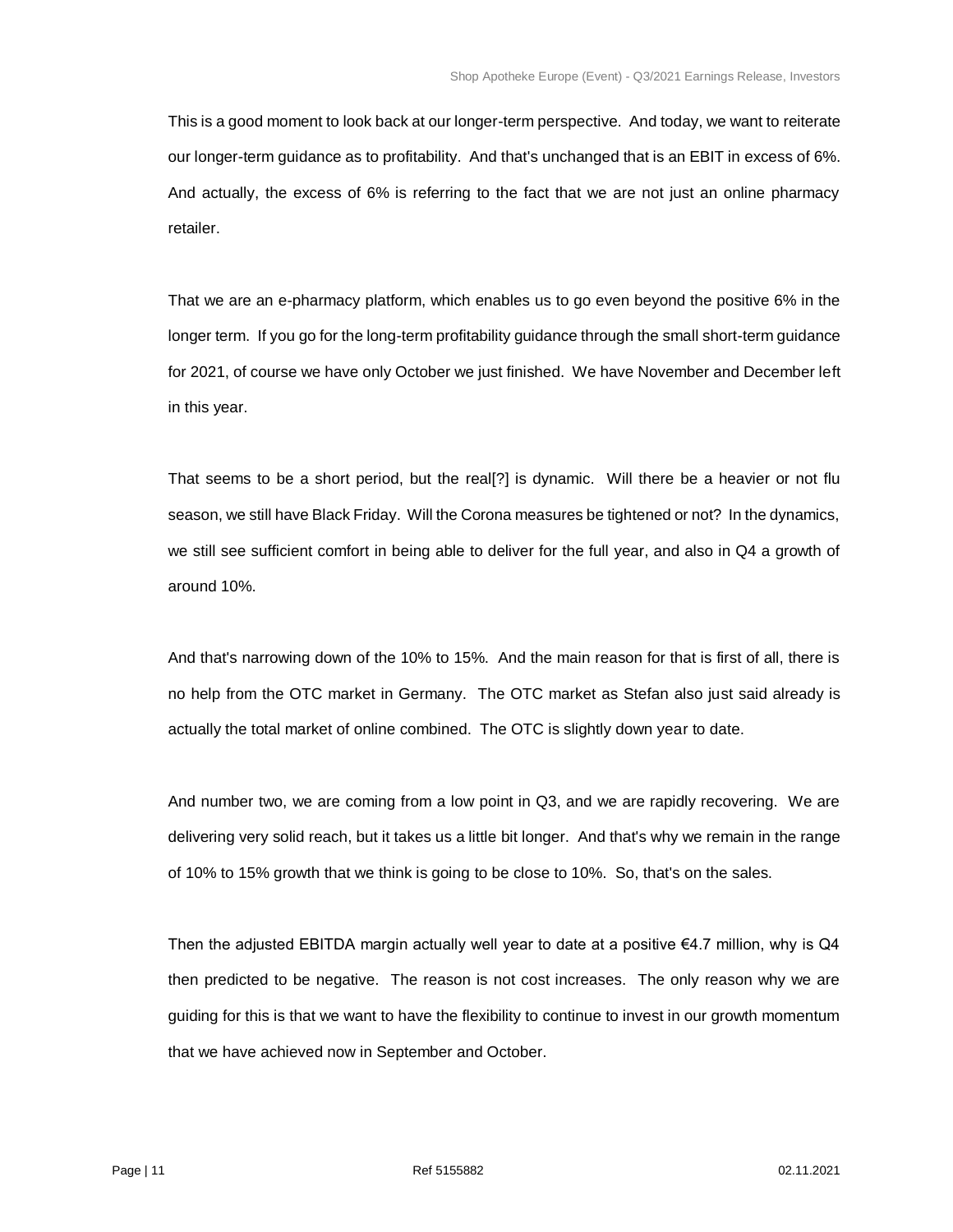This is a good moment to look back at our longer-term perspective. And today, we want to reiterate our longer-term guidance as to profitability. And that's unchanged that is an EBIT in excess of 6%. And actually, the excess of 6% is referring to the fact that we are not just an online pharmacy retailer.

That we are an e-pharmacy platform, which enables us to go even beyond the positive 6% in the longer term. If you go for the long-term profitability guidance through the small short-term guidance for 2021, of course we have only October we just finished. We have November and December left in this year.

That seems to be a short period, but the real[?] is dynamic. Will there be a heavier or not flu season, we still have Black Friday. Will the Corona measures be tightened or not? In the dynamics, we still see sufficient comfort in being able to deliver for the full year, and also in Q4 a growth of around 10%.

And that's narrowing down of the 10% to 15%. And the main reason for that is first of all, there is no help from the OTC market in Germany. The OTC market as Stefan also just said already is actually the total market of online combined. The OTC is slightly down year to date.

And number two, we are coming from a low point in Q3, and we are rapidly recovering. We are delivering very solid reach, but it takes us a little bit longer. And that's why we remain in the range of 10% to 15% growth that we think is going to be close to 10%. So, that's on the sales.

Then the adjusted EBITDA margin actually well year to date at a positive €4.7 million, why is Q4 then predicted to be negative. The reason is not cost increases. The only reason why we are guiding for this is that we want to have the flexibility to continue to invest in our growth momentum that we have achieved now in September and October.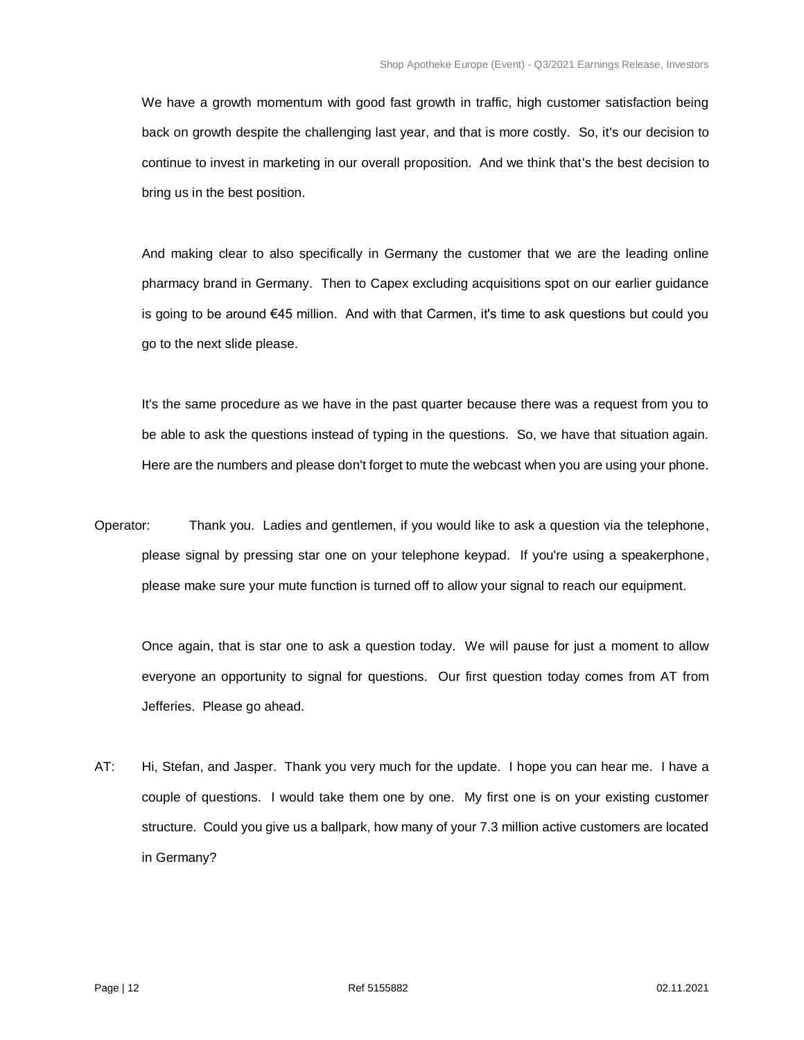We have a growth momentum with good fast growth in traffic, high customer satisfaction being back on growth despite the challenging last year, and that is more costly. So, it's our decision to continue to invest in marketing in our overall proposition. And we think that's the best decision to bring us in the best position.

And making clear to also specifically in Germany the customer that we are the leading online pharmacy brand in Germany. Then to Capex excluding acquisitions spot on our earlier guidance is going to be around €45 million. And with that Carmen, it's time to ask questions but could you go to the next slide please.

It's the same procedure as we have in the past quarter because there was a request from you to be able to ask the questions instead of typing in the questions. So, we have that situation again. Here are the numbers and please don't forget to mute the webcast when you are using your phone.

Operator: Thank you. Ladies and gentlemen, if you would like to ask a question via the telephone, please signal by pressing star one on your telephone keypad. If you're using a speakerphone, please make sure your mute function is turned off to allow your signal to reach our equipment.

Once again, that is star one to ask a question today. We will pause for just a moment to allow everyone an opportunity to signal for questions. Our first question today comes from AT from Jefferies. Please go ahead.

AT: Hi, Stefan, and Jasper. Thank you very much for the update. I hope you can hear me. I have a couple of questions. I would take them one by one. My first one is on your existing customer structure. Could you give us a ballpark, how many of your 7.3 million active customers are located in Germany?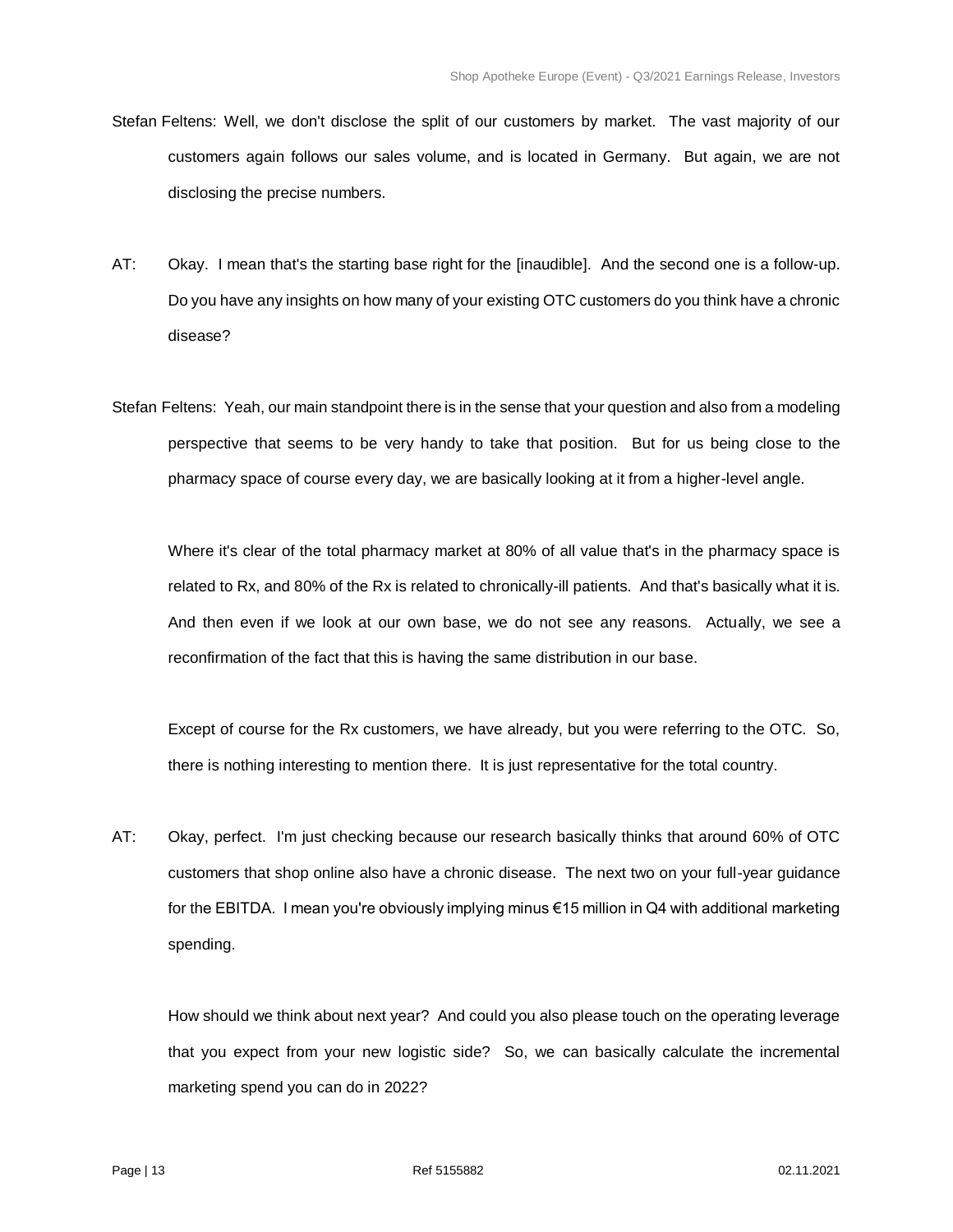Stefan Feltens: Well, we don't disclose the split of our customers by market. The vast majority of our customers again follows our sales volume, and is located in Germany. But again, we are not disclosing the precise numbers.

AT: Okay. I mean that's the starting base right for the [inaudible]. And the second one is a follow-up. Do you have any insights on how many of your existing OTC customers do you think have a chronic disease?

Stefan Feltens: Yeah, our main standpoint there is in the sense that your question and also from a modeling perspective that seems to be very handy to take that position. But for us being close to the pharmacy space of course every day, we are basically looking at it from a higher-level angle.

Where it's clear of the total pharmacy market at 80% of all value that's in the pharmacy space is related to Rx, and 80% of the Rx is related to chronically-ill patients. And that's basically what it is. And then even if we look at our own base, we do not see any reasons. Actually, we see a reconfirmation of the fact that this is having the same distribution in our base.

Except of course for the Rx customers, we have already, but you were referring to the OTC. So, there is nothing interesting to mention there. It is just representative for the total country.

AT: Okay, perfect. I'm just checking because our research basically thinks that around 60% of OTC customers that shop online also have a chronic disease. The next two on your full-year guidance for the EBITDA. I mean you're obviously implying minus €15 million in Q4 with additional marketing spending.

How should we think about next year? And could you also please touch on the operating leverage that you expect from your new logistic side? So, we can basically calculate the incremental marketing spend you can do in 2022?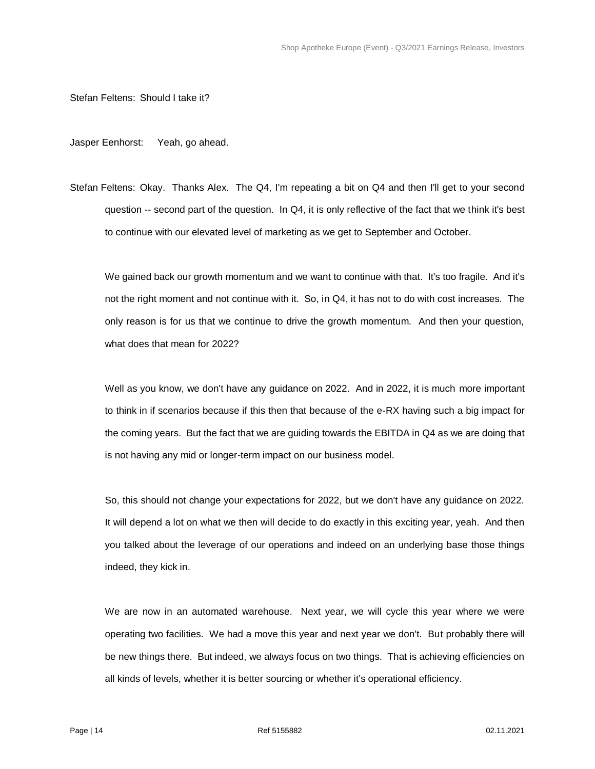Stefan Feltens: Should I take it?

Jasper Eenhorst: Yeah, go ahead.

Stefan Feltens: Okay. Thanks Alex. The Q4, I'm repeating a bit on Q4 and then I'll get to your second question -- second part of the question. In Q4, it is only reflective of the fact that we think it's best to continue with our elevated level of marketing as we get to September and October.

We gained back our growth momentum and we want to continue with that. It's too fragile. And it's not the right moment and not continue with it. So, in Q4, it has not to do with cost increases. The only reason is for us that we continue to drive the growth momentum. And then your question, what does that mean for 2022?

Well as you know, we don't have any guidance on 2022. And in 2022, it is much more important to think in if scenarios because if this then that because of the e-RX having such a big impact for the coming years. But the fact that we are guiding towards the EBITDA in Q4 as we are doing that is not having any mid or longer-term impact on our business model.

So, this should not change your expectations for 2022, but we don't have any guidance on 2022. It will depend a lot on what we then will decide to do exactly in this exciting year, yeah. And then you talked about the leverage of our operations and indeed on an underlying base those things indeed, they kick in.

We are now in an automated warehouse. Next year, we will cycle this year where we were operating two facilities. We had a move this year and next year we don't. But probably there will be new things there. But indeed, we always focus on two things. That is achieving efficiencies on all kinds of levels, whether it is better sourcing or whether it's operational efficiency.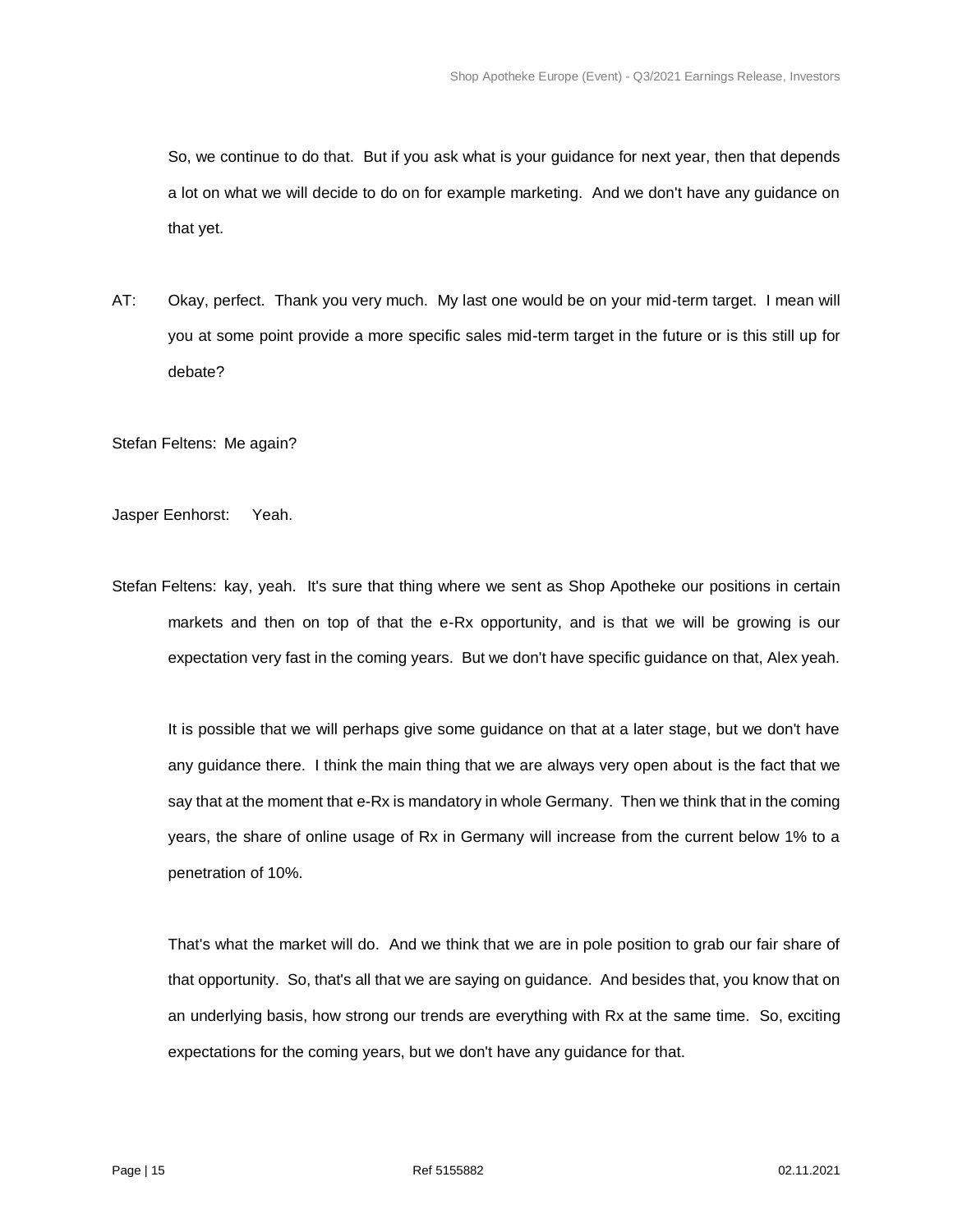So, we continue to do that. But if you ask what is your guidance for next year, then that depends a lot on what we will decide to do on for example marketing. And we don't have any guidance on that yet.

AT: Okay, perfect. Thank you very much. My last one would be on your mid-term target. I mean will you at some point provide a more specific sales mid-term target in the future or is this still up for debate?

Stefan Feltens: Me again?

Jasper Eenhorst: Yeah.

Stefan Feltens: kay, yeah. It's sure that thing where we sent as Shop Apotheke our positions in certain markets and then on top of that the e-Rx opportunity, and is that we will be growing is our expectation very fast in the coming years. But we don't have specific guidance on that, Alex yeah.

It is possible that we will perhaps give some guidance on that at a later stage, but we don't have any guidance there. I think the main thing that we are always very open about is the fact that we say that at the moment that e-Rx is mandatory in whole Germany. Then we think that in the coming years, the share of online usage of Rx in Germany will increase from the current below 1% to a penetration of 10%.

That's what the market will do. And we think that we are in pole position to grab our fair share of that opportunity. So, that's all that we are saying on guidance. And besides that, you know that on an underlying basis, how strong our trends are everything with Rx at the same time. So, exciting expectations for the coming years, but we don't have any guidance for that.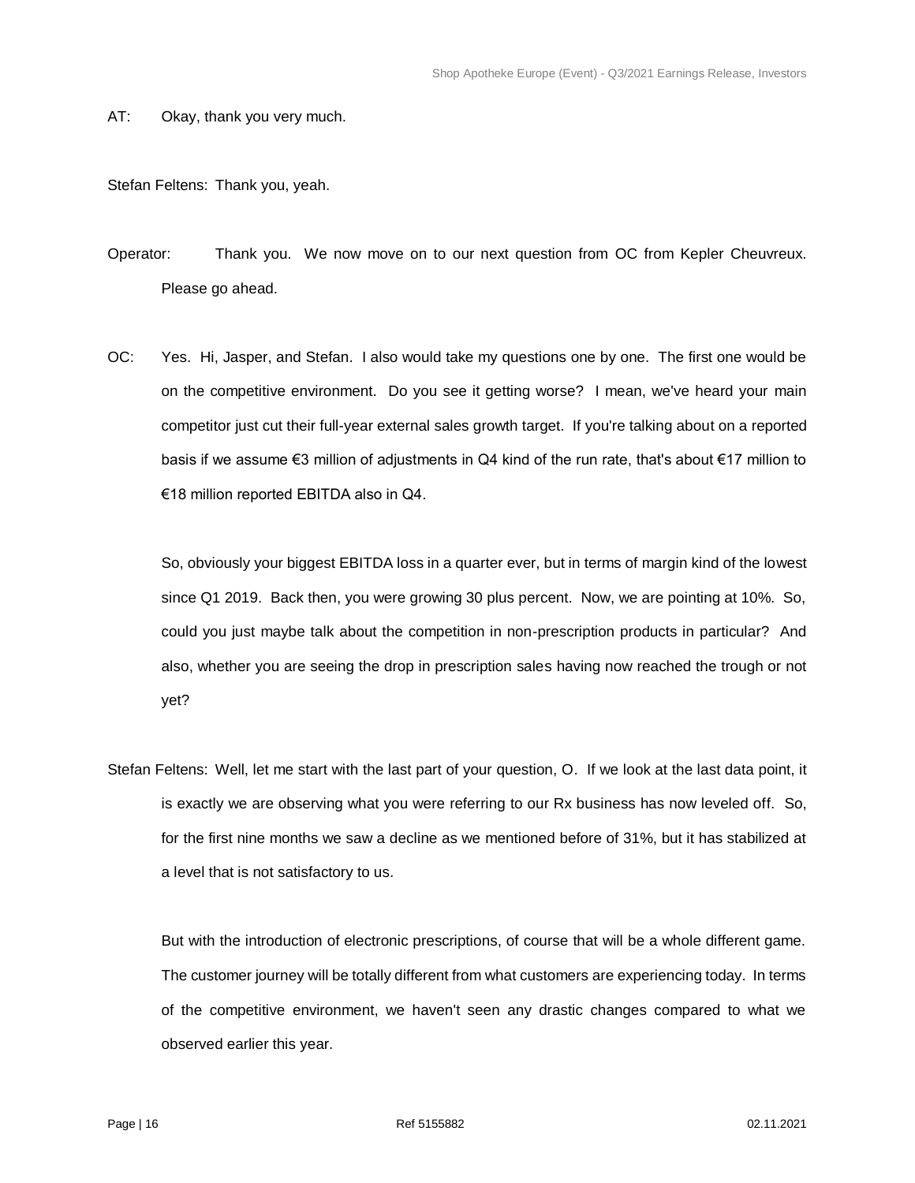AT: Okay, thank you very much.

Stefan Feltens: Thank you, yeah.

Operator: Thank you. We now move on to our next question from OC from Kepler Cheuvreux. Please go ahead.

OC: Yes. Hi, Jasper, and Stefan. I also would take my questions one by one. The first one would be on the competitive environment. Do you see it getting worse? I mean, we've heard your main competitor just cut their full-year external sales growth target. If you're talking about on a reported basis if we assume €3 million of adjustments in Q4 kind of the run rate, that's about €17 million to €18 million reported EBITDA also in Q4.

So, obviously your biggest EBITDA loss in a quarter ever, but in terms of margin kind of the lowest since Q1 2019. Back then, you were growing 30 plus percent. Now, we are pointing at 10%. So, could you just maybe talk about the competition in non-prescription products in particular? And also, whether you are seeing the drop in prescription sales having now reached the trough or not yet?

Stefan Feltens: Well, let me start with the last part of your question, O. If we look at the last data point, it is exactly we are observing what you were referring to our Rx business has now leveled off. So, for the first nine months we saw a decline as we mentioned before of 31%, but it has stabilized at a level that is not satisfactory to us.

But with the introduction of electronic prescriptions, of course that will be a whole different game. The customer journey will be totally different from what customers are experiencing today. In terms of the competitive environment, we haven't seen any drastic changes compared to what we observed earlier this year.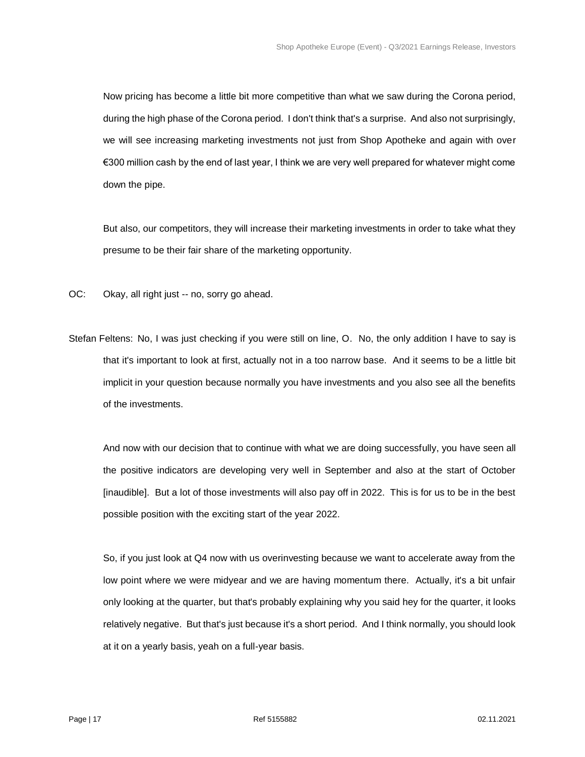Now pricing has become a little bit more competitive than what we saw during the Corona period, during the high phase of the Corona period. I don't think that's a surprise. And also not surprisingly, we will see increasing marketing investments not just from Shop Apotheke and again with over €300 million cash by the end of last year, I think we are very well prepared for whatever might come down the pipe.

But also, our competitors, they will increase their marketing investments in order to take what they presume to be their fair share of the marketing opportunity.

OC: Okay, all right just -- no, sorry go ahead.

Stefan Feltens: No, I was just checking if you were still on line, O. No, the only addition I have to say is that it's important to look at first, actually not in a too narrow base. And it seems to be a little bit implicit in your question because normally you have investments and you also see all the benefits of the investments.

And now with our decision that to continue with what we are doing successfully, you have seen all the positive indicators are developing very well in September and also at the start of October [inaudible]. But a lot of those investments will also pay off in 2022. This is for us to be in the best possible position with the exciting start of the year 2022.

So, if you just look at Q4 now with us overinvesting because we want to accelerate away from the low point where we were midyear and we are having momentum there. Actually, it's a bit unfair only looking at the quarter, but that's probably explaining why you said hey for the quarter, it looks relatively negative. But that's just because it's a short period. And I think normally, you should look at it on a yearly basis, yeah on a full-year basis.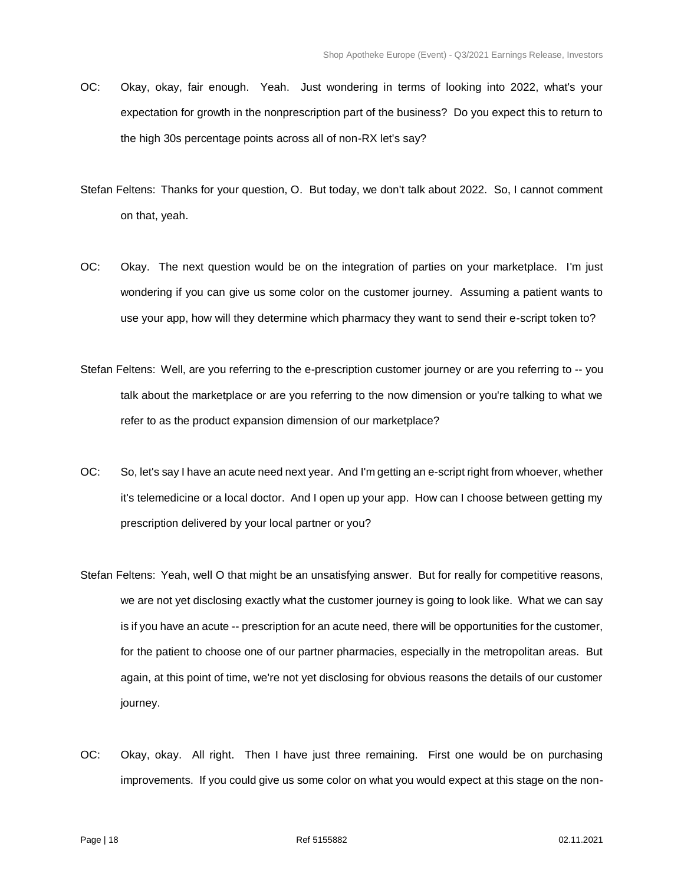OC: Okay, okay, fair enough. Yeah. Just wondering in terms of looking into 2022, what's your expectation for growth in the nonprescription part of the business? Do you expect this to return to the high 30s percentage points across all of non-RX let's say?

Stefan Feltens: Thanks for your question, O. But today, we don't talk about 2022. So, I cannot comment on that, yeah.

OC: Okay. The next question would be on the integration of parties on your marketplace. I'm just wondering if you can give us some color on the customer journey. Assuming a patient wants to use your app, how will they determine which pharmacy they want to send their e-script token to?

Stefan Feltens: Well, are you referring to the e-prescription customer journey or are you referring to -- you talk about the marketplace or are you referring to the now dimension or you're talking to what we refer to as the product expansion dimension of our marketplace?

OC: So, let's say I have an acute need next year. And I'm getting an e-script right from whoever, whether it's telemedicine or a local doctor. And I open up your app. How can I choose between getting my prescription delivered by your local partner or you?

Stefan Feltens: Yeah, well O that might be an unsatisfying answer. But for really for competitive reasons, we are not yet disclosing exactly what the customer journey is going to look like. What we can say is if you have an acute -- prescription for an acute need, there will be opportunities for the customer, for the patient to choose one of our partner pharmacies, especially in the metropolitan areas. But again, at this point of time, we're not yet disclosing for obvious reasons the details of our customer journey.

OC: Okay, okay. All right. Then I have just three remaining. First one would be on purchasing improvements. If you could give us some color on what you would expect at this stage on the non-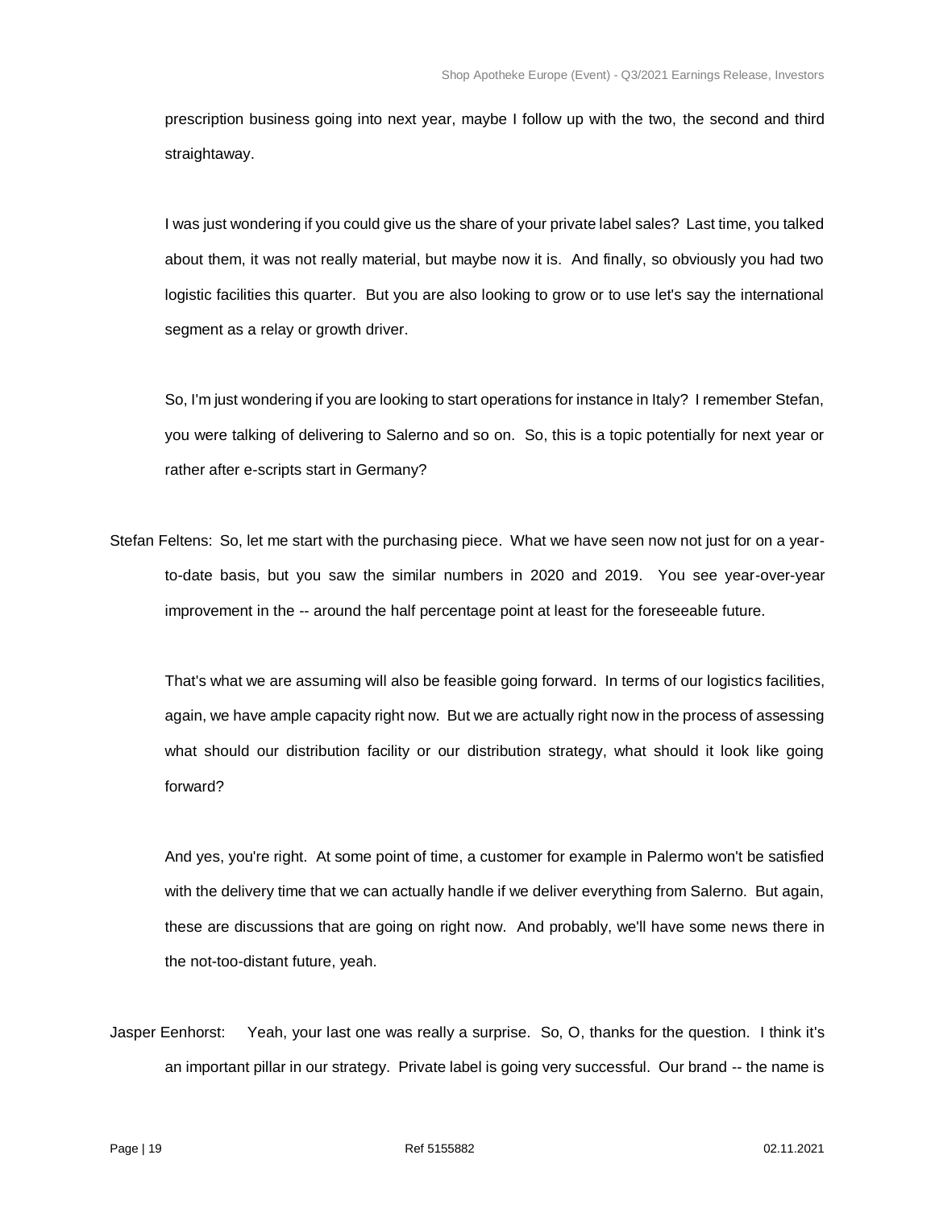prescription business going into next year, maybe I follow up with the two, the second and third straightaway.

I was just wondering if you could give us the share of your private label sales? Last time, you talked about them, it was not really material, but maybe now it is. And finally, so obviously you had two logistic facilities this quarter. But you are also looking to grow or to use let's say the international segment as a relay or growth driver.

So, I'm just wondering if you are looking to start operations for instance in Italy? I remember Stefan, you were talking of delivering to Salerno and so on. So, this is a topic potentially for next year or rather after e-scripts start in Germany?

Stefan Feltens: So, let me start with the purchasing piece. What we have seen now not just for on a year-to-date basis, but you saw the similar numbers in 2020 and 2019. You see year-over-year improvement in the -- around the half percentage point at least for the foreseeable future.

That's what we are assuming will also be feasible going forward. In terms of our logistics facilities, again, we have ample capacity right now. But we are actually right now in the process of assessing what should our distribution facility or our distribution strategy, what should it look like going forward?

And yes, you're right. At some point of time, a customer for example in Palermo won't be satisfied with the delivery time that we can actually handle if we deliver everything from Salerno. But again, these are discussions that are going on right now. And probably, we'll have some news there in the not-too-distant future, yeah.

Jasper Eenhorst: Yeah, your last one was really a surprise. So, O, thanks for the question. I think it's an important pillar in our strategy. Private label is going very successful. Our brand -- the name is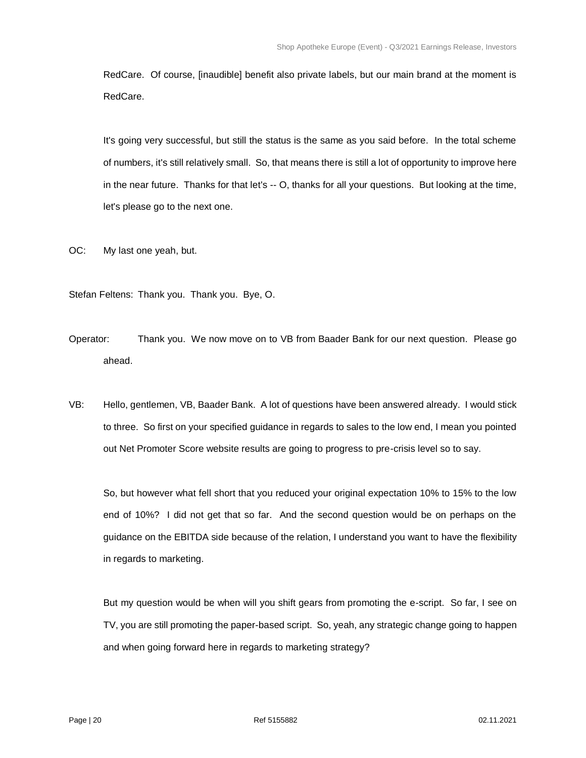RedCare. Of course, [inaudible] benefit also private labels, but our main brand at the moment is RedCare.

It's going very successful, but still the status is the same as you said before. In the total scheme of numbers, it's still relatively small. So, that means there is still a lot of opportunity to improve here in the near future. Thanks for that let's -- O, thanks for all your questions. But looking at the time, let's please go to the next one.

OC: My last one yeah, but.

Stefan Feltens: Thank you. Thank you. Bye, O.

Operator: Thank you. We now move on to VB from Baader Bank for our next question. Please go ahead.

VB: Hello, gentlemen, VB, Baader Bank. A lot of questions have been answered already. I would stick to three. So first on your specified guidance in regards to sales to the low end, I mean you pointed out Net Promoter Score website results are going to progress to pre-crisis level so to say.

So, but however what fell short that you reduced your original expectation 10% to 15% to the low end of 10%? I did not get that so far. And the second question would be on perhaps on the guidance on the EBITDA side because of the relation, I understand you want to have the flexibility in regards to marketing.

But my question would be when will you shift gears from promoting the e-script. So far, I see on TV, you are still promoting the paper-based script. So, yeah, any strategic change going to happen and when going forward here in regards to marketing strategy?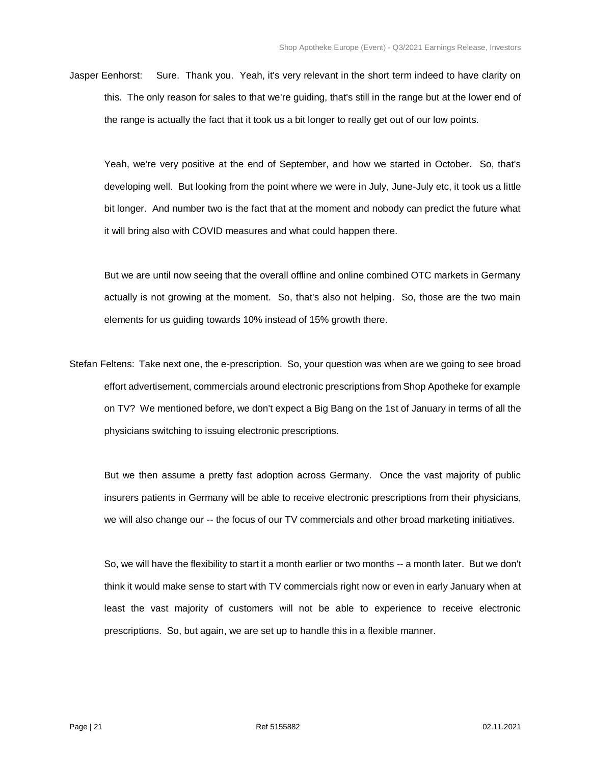Jasper Eenhorst: Sure. Thank you. Yeah, it's very relevant in the short term indeed to have clarity on this. The only reason for sales to that we're guiding, that's still in the range but at the lower end of the range is actually the fact that it took us a bit longer to really get out of our low points.

Yeah, we're very positive at the end of September, and how we started in October. So, that's developing well. But looking from the point where we were in July, June-July etc, it took us a little bit longer. And number two is the fact that at the moment and nobody can predict the future what it will bring also with COVID measures and what could happen there.

But we are until now seeing that the overall offline and online combined OTC markets in Germany actually is not growing at the moment. So, that's also not helping. So, those are the two main elements for us guiding towards 10% instead of 15% growth there.

Stefan Feltens: Take next one, the e-prescription. So, your question was when are we going to see broad effort advertisement, commercials around electronic prescriptions from Shop Apotheke for example on TV? We mentioned before, we don't expect a Big Bang on the 1st of January in terms of all the physicians switching to issuing electronic prescriptions.

But we then assume a pretty fast adoption across Germany. Once the vast majority of public insurers patients in Germany will be able to receive electronic prescriptions from their physicians, we will also change our -- the focus of our TV commercials and other broad marketing initiatives.

So, we will have the flexibility to start it a month earlier or two months -- a month later. But we don't think it would make sense to start with TV commercials right now or even in early January when at least the vast majority of customers will not be able to experience to receive electronic prescriptions. So, but again, we are set up to handle this in a flexible manner.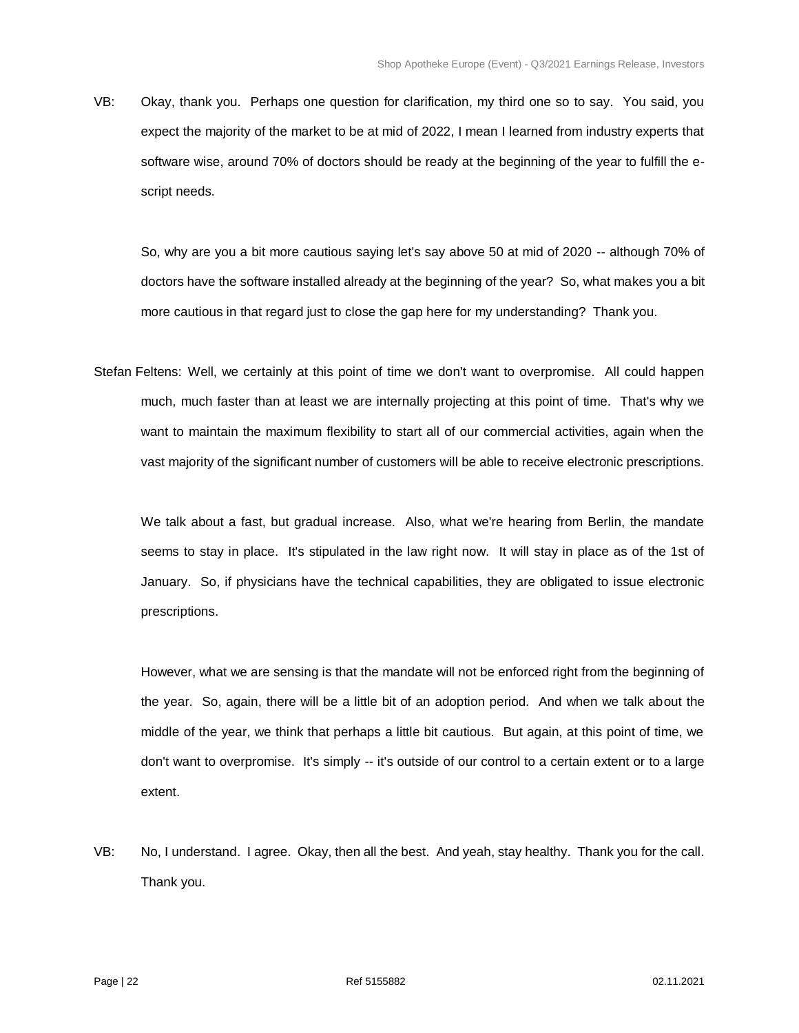VB: Okay, thank you. Perhaps one question for clarification, my third one so to say. You said, you expect the majority of the market to be at mid of 2022, I mean I learned from industry experts that software wise, around 70% of doctors should be ready at the beginning of the year to fulfill the e-script needs.

So, why are you a bit more cautious saying let's say above 50 at mid of 2020 -- although 70% of doctors have the software installed already at the beginning of the year? So, what makes you a bit more cautious in that regard just to close the gap here for my understanding? Thank you.

Stefan Feltens: Well, we certainly at this point of time we don't want to overpromise. All could happen much, much faster than at least we are internally projecting at this point of time. That's why we want to maintain the maximum flexibility to start all of our commercial activities, again when the vast majority of the significant number of customers will be able to receive electronic prescriptions.

We talk about a fast, but gradual increase. Also, what we're hearing from Berlin, the mandate seems to stay in place. It's stipulated in the law right now. It will stay in place as of the 1st of January. So, if physicians have the technical capabilities, they are obligated to issue electronic prescriptions.

However, what we are sensing is that the mandate will not be enforced right from the beginning of the year. So, again, there will be a little bit of an adoption period. And when we talk about the middle of the year, we think that perhaps a little bit cautious. But again, at this point of time, we don't want to overpromise. It's simply -- it's outside of our control to a certain extent or to a large extent.

VB: No, I understand. I agree. Okay, then all the best. And yeah, stay healthy. Thank you for the call. Thank you.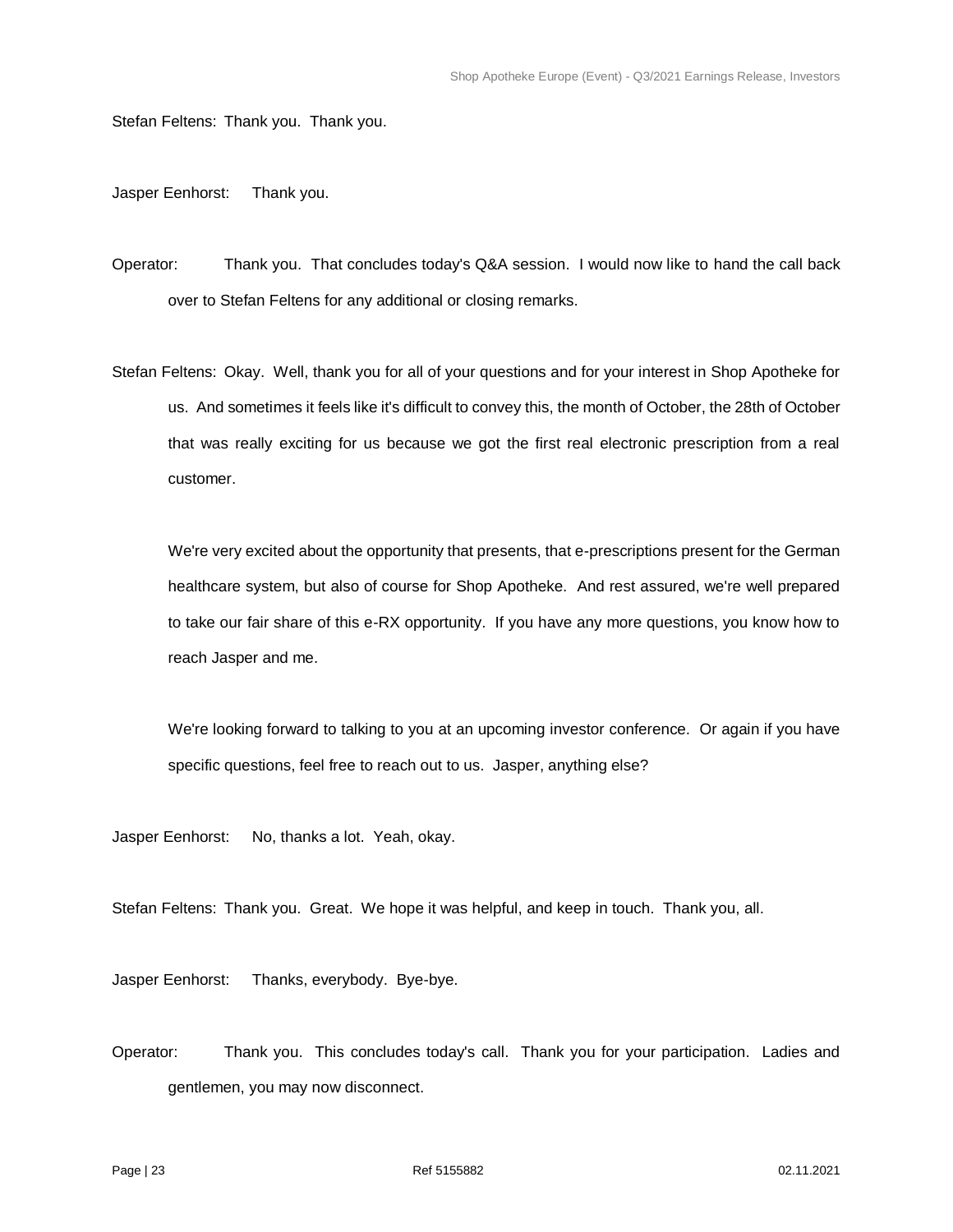Stefan Feltens: Thank you. Thank you.

Jasper Eenhorst: Thank you.

Operator: Thank you. That concludes today's Q&A session. I would now like to hand the call back over to Stefan Feltens for any additional or closing remarks.

Stefan Feltens: Okay. Well, thank you for all of your questions and for your interest in Shop Apotheke for us. And sometimes it feels like it's difficult to convey this, the month of October, the 28th of October that was really exciting for us because we got the first real electronic prescription from a real customer.

We're very excited about the opportunity that presents, that e-prescriptions present for the German healthcare system, but also of course for Shop Apotheke. And rest assured, we're well prepared to take our fair share of this e-RX opportunity. If you have any more questions, you know how to reach Jasper and me.

We're looking forward to talking to you at an upcoming investor conference. Or again if you have specific questions, feel free to reach out to us. Jasper, anything else?

Jasper Eenhorst: No, thanks a lot. Yeah, okay.

Stefan Feltens: Thank you. Great. We hope it was helpful, and keep in touch. Thank you, all.

Jasper Eenhorst: Thanks, everybody. Bye-bye.

Operator: Thank you. This concludes today's call. Thank you for your participation. Ladies and gentlemen, you may now disconnect.